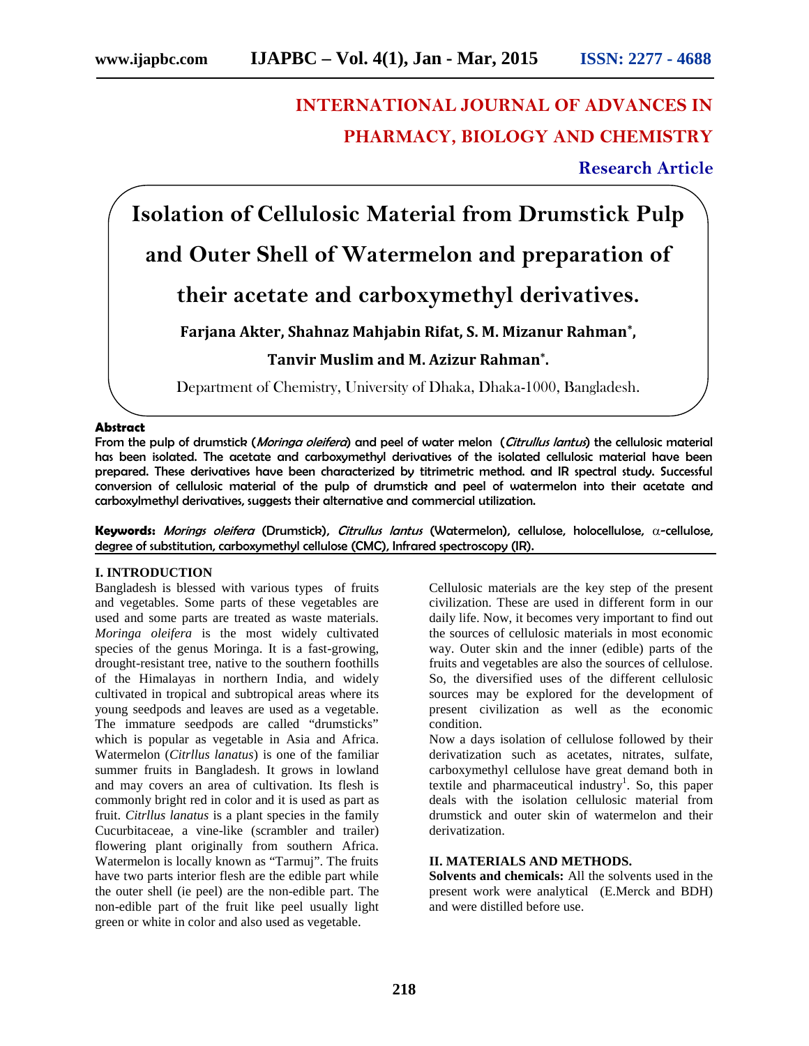# INTERNATIONAL JOURNAL OF ADVANCES IN PHARMACY, BIOLOGY AND CHEMISTRY

**Research Article**

# Isolation of Cellulosic Material from Drumstick Pulp and Outer Shell of Watermelon and preparation of their acetate and carboxymethyl derivatives.

**Farjana Akter, Shahnaz Mahjabin Rifat, S. M. Mizanur Rahman*, Tanvir Muslim and M. Azizur Rahman*.**

Department of Chemistry, University of Dhaka, Dhaka-1000, Bangladesh.

**Abstract**

**From the pulp of drumstick (*Moringa oleifera*) and peel of water melon (*Citrullus lantus*) the cellulosic material has been isolated. The acetate and carboxymethyl derivatives of the isolated cellulosic material have been prepared. These derivatives have been characterized by titrimetric method. and IR spectral study. Successful conversion of cellulosic material of the pulp of drumstick and peel of watermelon into their acetate and carboxylmethyl derivatives, suggests their alternative and commercial utilization.**

**Keywords:** *Morings oleifera* **(Drumstick),** *Citrullus lantus* **(Watermelon), cellulose, holocellulose, α-cellulose, degree of substitution, carboxymethyl cellulose (CMC), Infrared spectroscopy (IR).**

## I. INTRODUCTION

Bangladesh is blessed with various types of fruits and vegetables. Some parts of these vegetables are used and some parts are treated as waste materials. *Moringa oleifera* is the most widely cultivated species of the genus Moringa. It is a fast-growing, drought-resistant tree, native to the southern foothills of the Himalayas in northern India, and widely cultivated in tropical and subtropical areas where its young seedpods and leaves are used as a vegetable. The immature seedpods are called "drumsticks" which is popular as vegetable in Asia and Africa. Watermelon (*Citrllus lanatus*) is one of the familiar summer fruits in Bangladesh. It grows in lowland and may covers an area of cultivation. Its flesh is commonly bright red in color and it is used as part as fruit. *Citrllus lanatus* is a plant species in the family Cucurbitaceae, a vine-like (scrambler and trailer) flowering plant originally from southern Africa. Watermelon is locally known as "Tarmuj". The fruits have two parts interior flesh are the edible part while the outer shell (ie peel) are the non-edible part. The non-edible part of the fruit like peel usually light green or white in color and also used as vegetable.

Cellulosic materials are the key step of the present civilization. These are used in different form in our daily life. Now, it becomes very important to find out the sources of cellulosic materials in most economic way. Outer skin and the inner (edible) parts of the fruits and vegetables are also the sources of cellulose. So, the diversified uses of the different cellulosic sources may be explored for the development of present civilization as well as the economic condition.

Now a days isolation of cellulose followed by their derivatization such as acetates, nitrates, sulfate, carboxymethyl cellulose have great demand both in textile and pharmaceutical industry[1]. So, this paper deals with the isolation cellulosic material from drumstick and outer skin of watermelon and their derivatization.

## II. MATERIALS AND METHODS.

**Solvents and chemicals:** All the solvents used in the present work were analytical (E.Merck and BDH) and were distilled before use.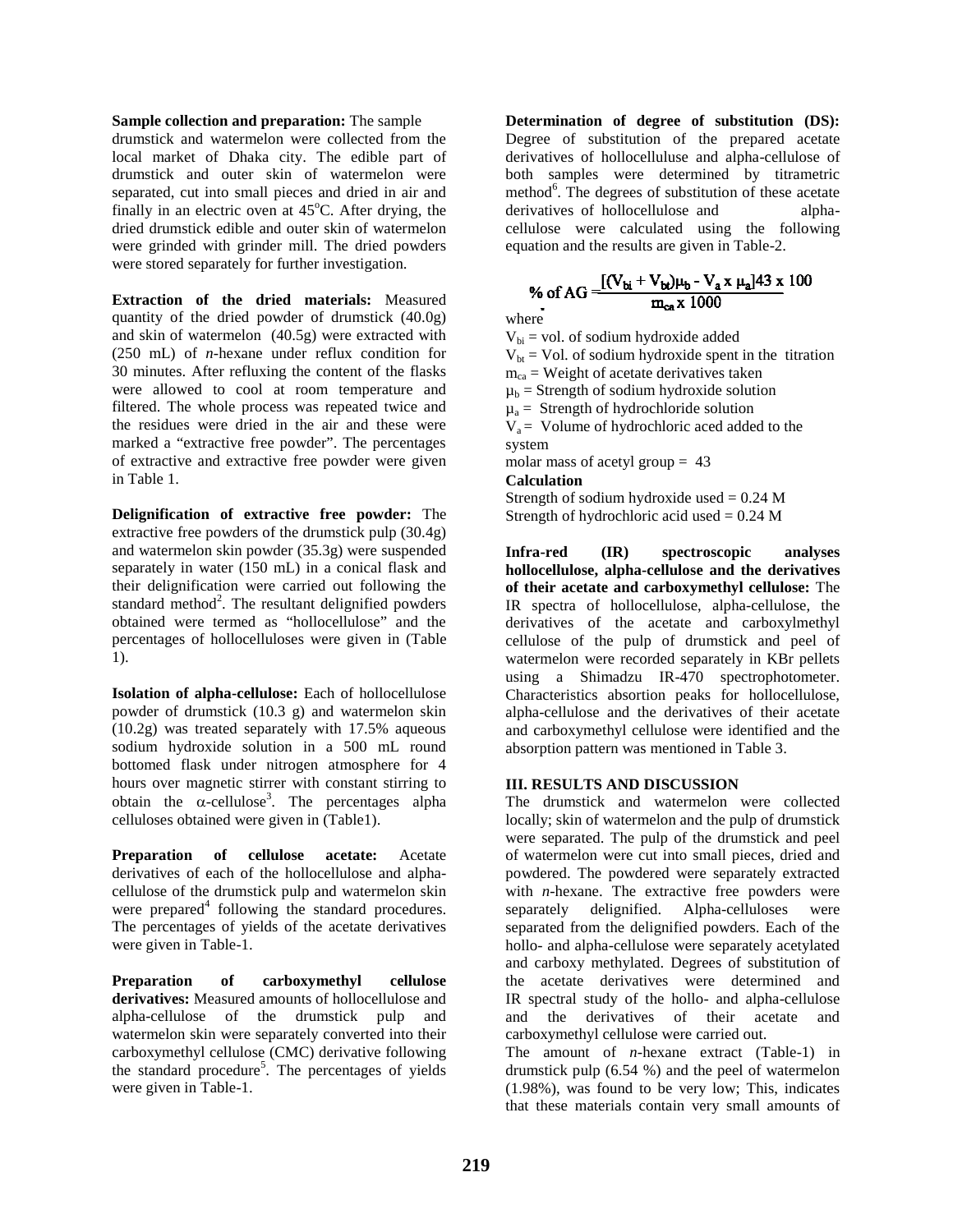**Sample collection and preparation:** The sample drumstick and watermelon were collected from the local market of Dhaka city. The edible part of drumstick and outer skin of watermelon were separated, cut into small pieces and dried in air and finally in an electric oven at 45°C. After drying, the dried drumstick edible and outer skin of watermelon were grinded with grinder mill. The dried powders were stored separately for further investigation.

**Extraction of the dried materials:** Measured quantity of the dried powder of drumstick (40.0g) and skin of watermelon (40.5g) were extracted with (250 mL) of *n*-hexane under reflux condition for 30 minutes. After refluxing the content of the flasks were allowed to cool at room temperature and filtered. The whole process was repeated twice and the residues were dried in the air and these were marked a "extractive free powder". The percentages of extractive and extractive free powder were given in Table 1.

**Delignification of extractive free powder:** The extractive free powders of the drumstick pulp (30.4g) and watermelon skin powder (35.3g) were suspended separately in water (150 mL) in a conical flask and their delignification were carried out following the standard method[2]. The resultant delignified powders obtained were termed as "hollocellulose" and the percentages of hollocelluloses were given in (Table 1).

**Isolation of alpha-cellulose:** Each of hollocellulose powder of drumstick (10.3 g) and watermelon skin (10.2g) was treated separately with 17.5% aqueous sodium hydroxide solution in a 500 mL round bottomed flask under nitrogen atmosphere for 4 hours over magnetic stirrer with constant stirring to obtain the $\alpha$-cellulose[3]. The percentages alpha celluloses obtained were given in (Table1).

**Preparation of cellulose acetate:** Acetate derivatives of each of the hollocellulose and alpha-cellulose of the drumstick pulp and watermelon skin were prepared[4] following the standard procedures. The percentages of yields of the acetate derivatives were given in Table-1.

**Preparation of carboxymethyl cellulose derivatives:** Measured amounts of hollocellulose and alpha-cellulose of the drumstick pulp and watermelon skin were separately converted into their carboxymethyl cellulose (CMC) derivative following the standard procedure[5]. The percentages of yields were given in Table-1.

**Determination of degree of substitution (DS):** Degree of substitution of the prepared acetate derivatives of hollocelluluse and alpha-cellulose of both samples were determined by titrametric method[6]. The degrees of substitution of these acetate derivatives of hollocellulose and alpha-cellulose were calculated using the following equation and the results are given in Table-2.

$$\%\text{ of AG} = \frac{[(V_{bi} + V_{bt})\mu_b - V_a \times \mu_a]43 \times 100}{m_{ca} \times 1000}$$

where

$V_{bi}$ = vol. of sodium hydroxide added
$V_{bt}$ = Vol. of sodium hydroxide spent in the titration
$m_{ca}$ = Weight of acetate derivatives taken
$\mu_b$ = Strength of sodium hydroxide solution
$\mu_a$ = Strength of hydrochloride solution
$V_a$ = Volume of hydrochloric aced added to the system
molar mass of acetyl group = 43

**Calculation**

Strength of sodium hydroxide used = 0.24 M
Strength of hydrochloric acid used = 0.24 M

**Infra-red (IR) spectroscopic analyses hollocellulose, alpha-cellulose and the derivatives of their acetate and carboxymethyl cellulose:** The IR spectra of hollocellulose, alpha-cellulose, the derivatives of the acetate and carboxylmethyl cellulose of the pulp of drumstick and peel of watermelon were recorded separately in KBr pellets using a Shimadzu IR-470 spectrophotometer. Characteristics absortion peaks for hollocellulose, alpha-cellulose and the derivatives of their acetate and carboxymethyl cellulose were identified and the absorption pattern was mentioned in Table 3.

## III. RESULTS AND DISCUSSION

The drumstick and watermelon were collected locally; skin of watermelon and the pulp of drumstick were separated. The pulp of the drumstick and peel of watermelon were cut into small pieces, dried and powdered. The powdered were separately extracted with *n*-hexane. The extractive free powders were separately delignified. Alpha-celluloses were separated from the delignified powders. Each of the hollo- and alpha-cellulose were separately acetylated and carboxy methylated. Degrees of substitution of the acetate derivatives were determined and IR spectral study of the hollo- and alpha-cellulose and the derivatives of their acetate and carboxymethyl cellulose were carried out.

The amount of *n*-hexane extract (Table-1) in drumstick pulp (6.54 %) and the peel of watermelon (1.98%), was found to be very low; This, indicates that these materials contain very small amounts of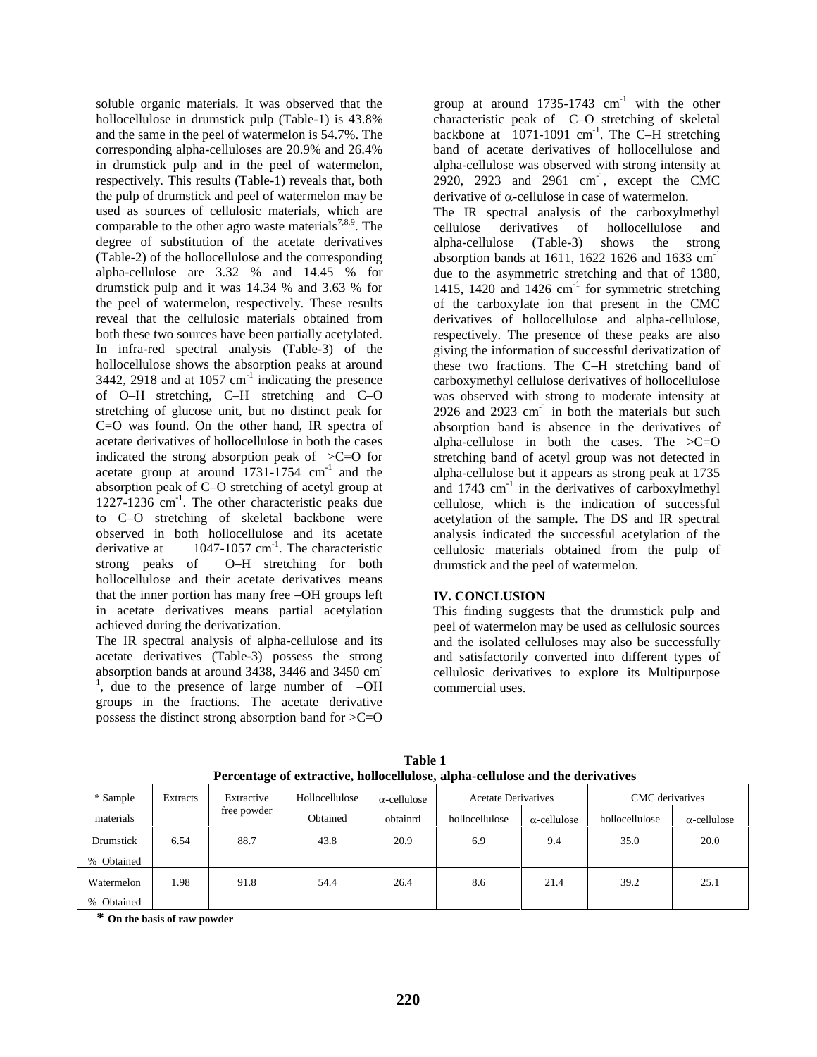soluble organic materials. It was observed that the hollocellulose in drumstick pulp (Table-1) is 43.8% and the same in the peel of watermelon is 54.7%. The corresponding alpha-celluloses are 20.9% and 26.4% in drumstick pulp and in the peel of watermelon, respectively. This results (Table-1) reveals that, both the pulp of drumstick and peel of watermelon may be used as sources of cellulosic materials, which are comparable to the other agro waste materials[7,8,9]. The degree of substitution of the acetate derivatives (Table-2) of the hollocellulose and the corresponding alpha-cellulose are 3.32 % and 14.45 % for drumstick pulp and it was 14.34 % and 3.63 % for the peel of watermelon, respectively. These results reveal that the cellulosic materials obtained from both these two sources have been partially acetylated. In infra-red spectral analysis (Table-3) of the hollocellulose shows the absorption peaks at around 3442, 2918 and at 1057 $cm^{-1}$ indicating the presence of O–H stretching, C–H stretching and C–O stretching of glucose unit, but no distinct peak for C=O was found. On the other hand, IR spectra of acetate derivatives of hollocellulose in both the cases indicated the strong absorption peak of >C=O for acetate group at around 1731-1754 $cm^{-1}$ and the absorption peak of C–O stretching of acetyl group at 1227-1236 $cm^{-1}$. The other characteristic peaks due to C–O stretching of skeletal backbone were observed in both hollocellulose and its acetate derivative at 1047-1057 $cm^{-1}$. The characteristic strong peaks of O–H stretching for both hollocellulose and their acetate derivatives means that the inner portion has many free –OH groups left in acetate derivatives means partial acetylation achieved during the derivatization.

The IR spectral analysis of alpha-cellulose and its acetate derivatives (Table-3) possess the strong absorption bands at around 3438, 3446 and 3450 $cm^{-1}$, due to the presence of large number of –OH groups in the fractions. The acetate derivative possess the distinct strong absorption band for >C=O group at around 1735-1743 $cm^{-1}$ with the other characteristic peak of C–O stretching of skeletal backbone at 1071-1091 $cm^{-1}$. The C–H stretching band of acetate derivatives of hollocellulose and alpha-cellulose was observed with strong intensity at 2920, 2923 and 2961 $cm^{-1}$, except the CMC derivative of $\alpha$-cellulose in case of watermelon.

The IR spectral analysis of the carboxylmethyl cellulose derivatives of hollocellulose and alpha-cellulose (Table-3) shows the strong absorption bands at 1611, 1622 1626 and 1633 $cm^{-1}$ due to the asymmetric stretching and that of 1380, 1415, 1420 and 1426 $cm^{-1}$ for symmetric stretching of the carboxylate ion that present in the CMC derivatives of hollocellulose and alpha-cellulose, respectively. The presence of these peaks are also giving the information of successful derivatization of these two fractions. The C–H stretching band of carboxymethyl cellulose derivatives of hollocellulose was observed with strong to moderate intensity at 2926 and 2923 $cm^{-1}$ in both the materials but such absorption band is absence in the derivatives of alpha-cellulose in both the cases. The >C=O stretching band of acetyl group was not detected in alpha-cellulose but it appears as strong peak at 1735 and 1743 $cm^{-1}$ in the derivatives of carboxylmethyl cellulose, which is the indication of successful acetylation of the sample. The DS and IR spectral analysis indicated the successful acetylation of the cellulosic materials obtained from the pulp of drumstick and the peel of watermelon.

## IV. CONCLUSION

This finding suggests that the drumstick pulp and peel of watermelon may be used as cellulosic sources and the isolated celluloses may also be successfully and satisfactorily converted into different types of cellulosic derivatives to explore its Multipurpose commercial uses.

**Table 1**
**Percentage of extractive, hollocellulose, alpha-cellulose and the derivatives**

| * Sample materials | Extracts | Extractive free powder | Hollocellulose Obtained | $\alpha$-cellulose obtainrd | Acetate Derivatives | | CMC derivatives | |
|---|---|---|---|---|---|---|---|---|
| | | | | | hollocellulose | $\alpha$-cellulose | hollocellulose | $\alpha$-cellulose |
| Drumstick % Obtained | 6.54 | 88.7 | 43.8 | 20.9 | 6.9 | 9.4 | 35.0 | 20.0 |
| Watermelon % Obtained | 1.98 | 91.8 | 54.4 | 26.4 | 8.6 | 21.4 | 39.2 | 25.1 |

**\* On the basis of raw powder**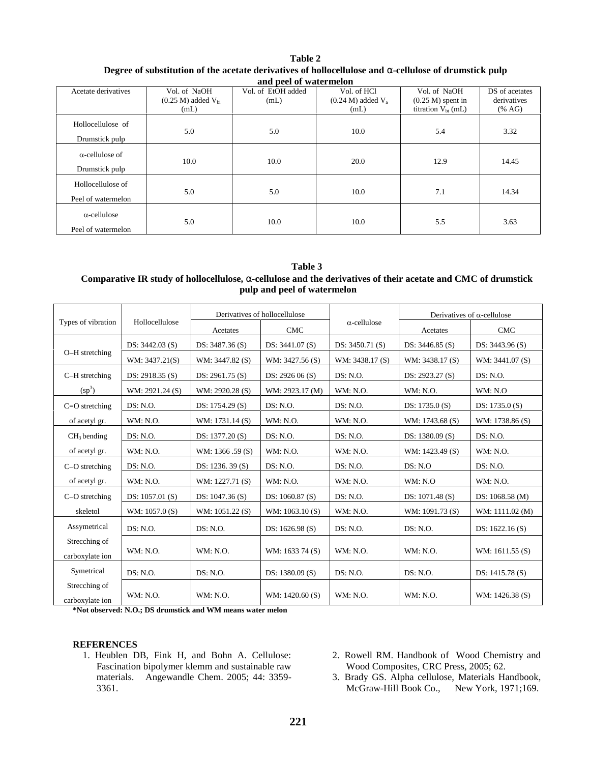**Table 2**

**Degree of substitution of the acetate derivatives of hollocellulose and α-cellulose of drumstick pulp and peel of watermelon**

| Acetate derivatives | Vol. of NaOH (0.25 M) added $V_{bi}$ (mL) | Vol. of EtOH added (mL) | Vol. of HCl (0.24 M) added $V_a$ (mL) | Vol. of NaOH (0.25 M) spent in titration $V_{bt}$ (mL) | DS of acetates derivatives (% AG) |
|---|---|---|---|---|---|
| Hollocellulose of Drumstick pulp | 5.0 | 5.0 | 10.0 | 5.4 | 3.32 |
| α-cellulose of Drumstick pulp | 10.0 | 10.0 | 20.0 | 12.9 | 14.45 |
| Hollocellulose of Peel of watermelon | 5.0 | 5.0 | 10.0 | 7.1 | 14.34 |
| α-cellulose Peel of watermelon | 5.0 | 10.0 | 10.0 | 5.5 | 3.63 |

**Table 3**

**Comparative IR study of hollocellulose, α-cellulose and the derivatives of their acetate and CMC of drumstick pulp and peel of watermelon**

| Types of vibration | Hollocellulose | Derivatives of hollocellulose | | α-cellulose | Derivatives of α-cellulose | |
|---|---|---|---|---|---|---|
| | | Acetates | CMC | | Acetates | CMC |
| O–H stretching | DS: 3442.03 (S) | DS: 3487.36 (S) | DS: 3441.07 (S) | DS: 3450.71 (S) | DS: 3446.85 (S) | DS: 3443.96 (S) |
| | WM: 3437.21(S) | WM: 3447.82 (S) | WM: 3427.56 (S) | WM: 3438.17 (S) | WM: 3438.17 (S) | WM: 3441.07 (S) |
| C–H stretching | DS: 2918.35 (S) | DS: 2961.75 (S) | DS: 2926 06 (S) | DS: N.O. | DS: 2923.27 (S) | DS: N.O. |
| ($sp^3$) | WM: 2921.24 (S) | WM: 2920.28 (S) | WM: 2923.17 (M) | WM: N.O. | WM: N.O. | WM: N.O |
| C=O stretching | DS: N.O. | DS: 1754.29 (S) | DS: N.O. | DS: N.O. | DS: 1735.0 (S) | DS: 1735.0 (S) |
| of acetyl gr. | WM: N.O. | WM: 1731.14 (S) | WM: N.O. | WM: N.O. | WM: 1743.68 (S) | WM: 1738.86 (S) |
| $CH_3$ bending | DS: N.O. | DS: 1377.20 (S) | DS: N.O. | DS: N.O. | DS: 1380.09 (S) | DS: N.O. |
| of acetyl gr. | WM: N.O. | WM: 1366 .59 (S) | WM: N.O. | WM: N.O. | WM: 1423.49 (S) | WM: N.O. |
| C–O stretching | DS: N.O. | DS: 1236. 39 (S) | DS: N.O. | DS: N.O. | DS: N.O | DS: N.O. |
| of acetyl gr. | WM: N.O. | WM: 1227.71 (S) | WM: N.O. | WM: N.O. | WM: N.O | WM: N.O. |
| C–O stretching | DS: 1057.01 (S) | DS: 1047.36 (S) | DS: 1060.87 (S) | DS: N.O. | DS: 1071.48 (S) | DS: 1068.58 (M) |
| skeletol | WM: 1057.0 (S) | WM: 1051.22 (S) | WM: 1063.10 (S) | WM: N.O. | WM: 1091.73 (S) | WM: 1111.02 (M) |
| Assymetrical Strecching of carboxylate ion | DS: N.O. | DS: N.O. | DS: 1626.98 (S) | DS: N.O. | DS: N.O. | DS: 1622.16 (S) |
| | WM: N.O. | WM: N.O. | WM: 1633 74 (S) | WM: N.O. | WM: N.O. | WM: 1611.55 (S) |
| Symetrical Strecching of carboxylate ion | DS: N.O. | DS: N.O. | DS: 1380.09 (S) | DS: N.O. | DS: N.O. | DS: 1415.78 (S) |
| | WM: N.O. | WM: N.O. | WM: 1420.60 (S) | WM: N.O. | WM: N.O. | WM: 1426.38 (S) |

**\*Not observed: N.O.; DS drumstick and WM means water melon**

## REFERENCES

1. Heublen DB, Fink H, and Bohn A. Cellulose: Fascination bipolymer klemm and sustainable raw materials. Angewandle Chem. 2005; 44: 3359-3361.
2. Rowell RM. Handbook of Wood Chemistry and Wood Composites, CRC Press, 2005; 62.
3. Brady GS. Alpha cellulose, Materials Handbook, McGraw-Hill Book Co., New York, 1971;169.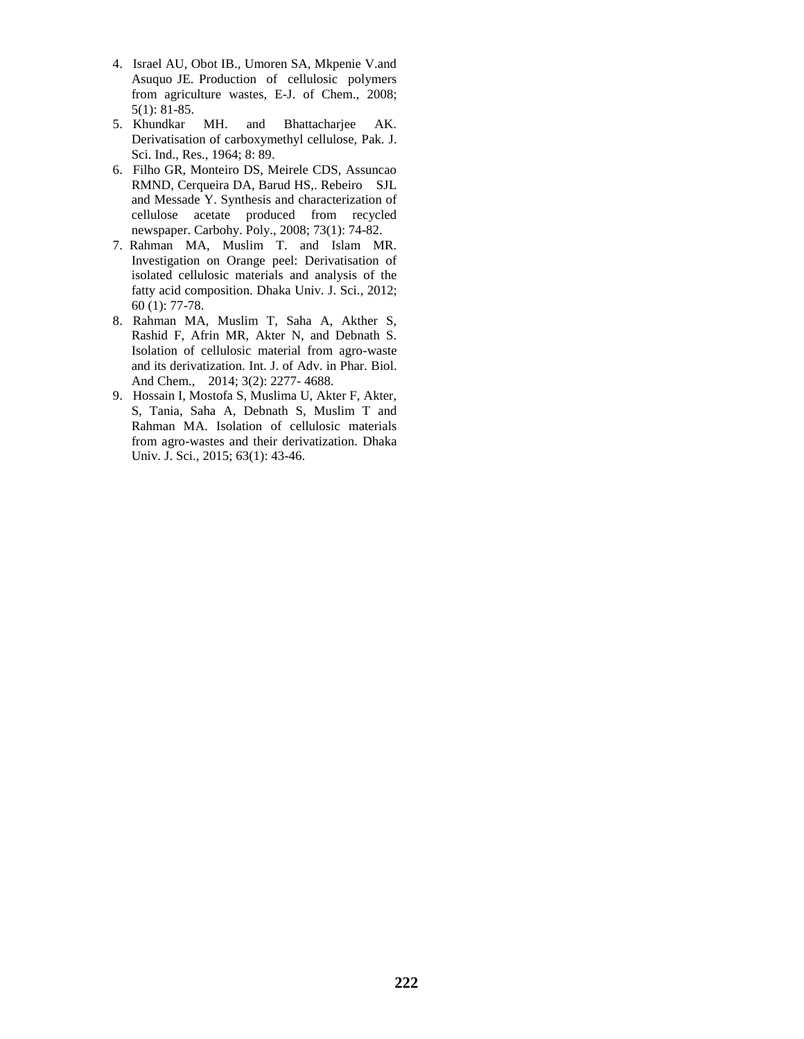4. Israel AU, Obot IB., Umoren SA, Mkpenie V.and Asuquo JE. Production of cellulosic polymers from agriculture wastes, E-J. of Chem., 2008; 5(1): 81-85.
5. Khundkar MH. and Bhattacharjee AK. Derivatisation of carboxymethyl cellulose, Pak. J. Sci. Ind., Res., 1964; 8: 89.
6. Filho GR, Monteiro DS, Meirele CDS, Assuncao RMND, Cerqueira DA, Barud HS,. Rebeiro SJL and Messade Y. Synthesis and characterization of cellulose acetate produced from recycled newspaper. Carbohy. Poly., 2008; 73(1): 74-82.
7. Rahman MA, Muslim T. and Islam MR. Investigation on Orange peel: Derivatisation of isolated cellulosic materials and analysis of the fatty acid composition. Dhaka Univ. J. Sci., 2012; 60 (1): 77-78.
8. Rahman MA, Muslim T, Saha A, Akther S, Rashid F, Afrin MR, Akter N, and Debnath S. Isolation of cellulosic material from agro-waste and its derivatization. Int. J. of Adv. in Phar. Biol. And Chem., 2014; 3(2): 2277- 4688.
9. Hossain I, Mostofa S, Muslima U, Akter F, Akter, S, Tania, Saha A, Debnath S, Muslim T and Rahman MA. Isolation of cellulosic materials from agro-wastes and their derivatization. Dhaka Univ. J. Sci., 2015; 63(1): 43-46.